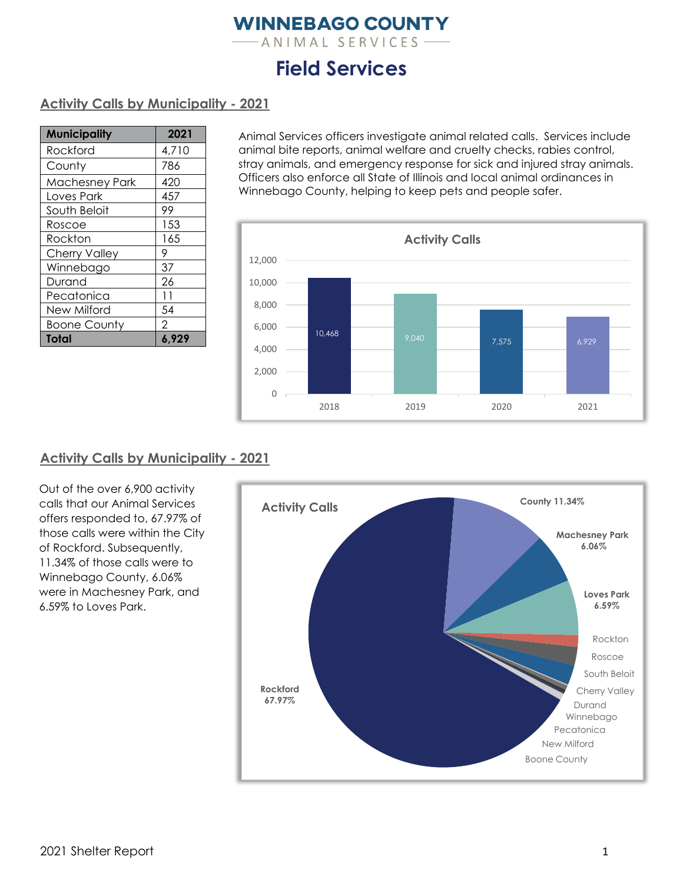# WINNEBAGO COUNTY

ANIMAL SERVICES

## Field Services

### Activity Calls by Municipality - 2021

| Municipality | 2021 |
|---|---|
| Rockford | 4,710 |
| County | 786 |
| Machesney Park | 420 |
| Loves Park | 457 |
| South Beloit | 99 |
| Roscoe | 153 |
| Rockton | 165 |
| Cherry Valley | 9 |
| Winnebago | 37 |
| Durand | 26 |
| Pecatonica | 11 |
| New Milford | 54 |
| Boone County | 2 |
| **Total** | **6,929** |

Animal Services officers investigate animal related calls. Services include animal bite reports, animal welfare and cruelty checks, rabies control, stray animals, and emergency response for sick and injured stray animals. Officers also enforce all State of Illinois and local animal ordinances in Winnebago County, helping to keep pets and people safer.

Activity Calls

12,000
10,000
8,000
6,000
4,000
2,000
0

10,468
9,040
7,575
6,929

2018
2019
2020
2021

### Activity Calls by Municipality - 2021

Out of the over 6,900 activity calls that our Animal Services offers responded to, 67.97% of those calls were within the City of Rockford. Subsequently, 11.34% of those calls were to Winnebago County, 6.06% were in Machesney Park, and 6.59% to Loves Park.

Activity Calls

County 11.34%
Machesney Park 6.06%
Loves Park 6.59%
Rockton
Roscoe
South Beloit
Cherry Valley
Durand
Winnebago
Pecatonica
New Milford
Boone County
Rockford 67.97%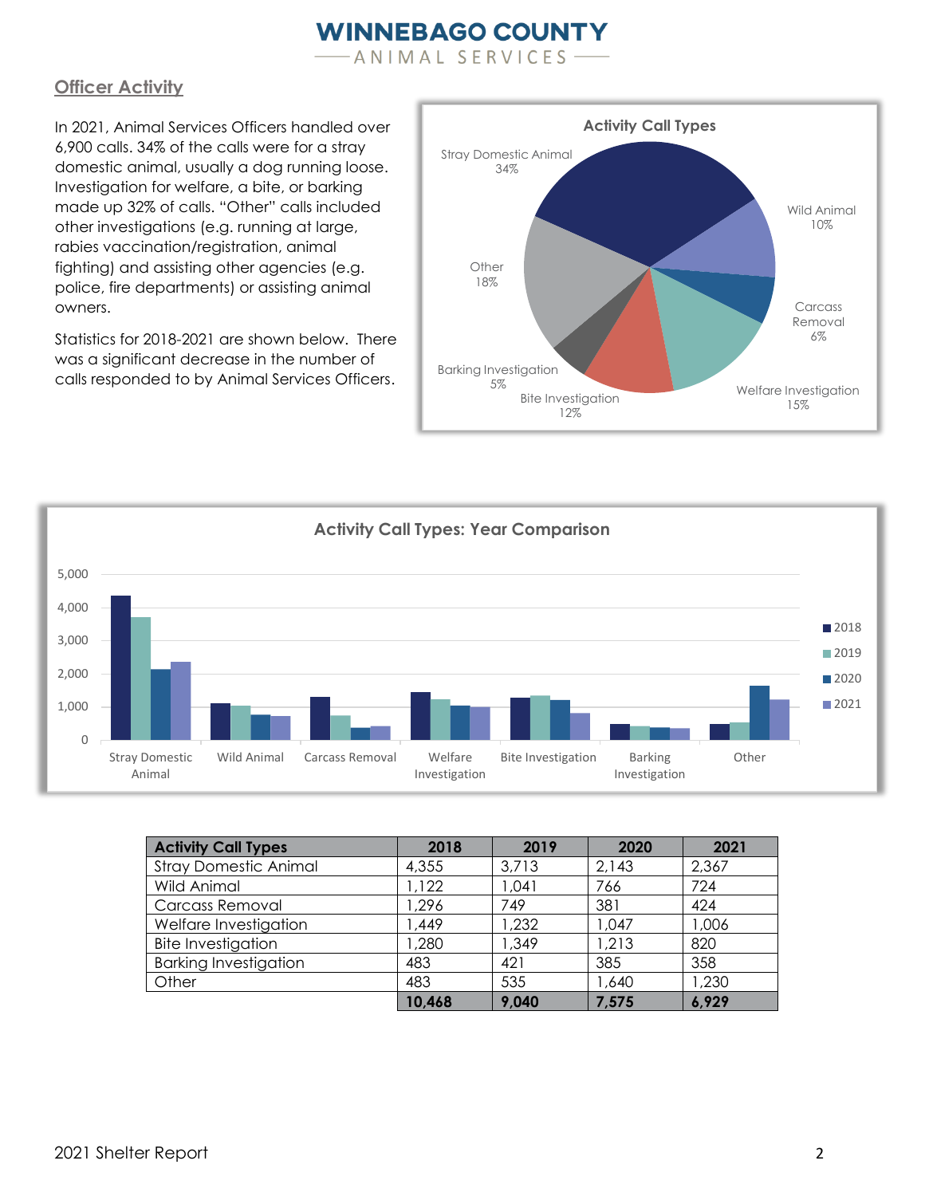## Officer Activity

In 2021, Animal Services Officers handled over 6,900 calls. 34% of the calls were for a stray domestic animal, usually a dog running loose. Investigation for welfare, a bite, or barking made up 32% of calls. "Other" calls included other investigations (e.g. running at large, rabies vaccination/registration, animal fighting) and assisting other agencies (e.g. police, fire departments) or assisting animal owners.

Statistics for 2018-2021 are shown below. There was a significant decrease in the number of calls responded to by Animal Services Officers.

Activity Call Types

Stray Domestic Animal 34%
Wild Animal 10%
Carcass Removal 6%
Welfare Investigation 15%
Bite Investigation 12%
Barking Investigation 5%
Other 18%

Activity Call Types: Year Comparison

5,000
4,000
3,000
2,000
1,000
0

Stray Domestic Animal
Wild Animal
Carcass Removal
Welfare Investigation
Bite Investigation
Barking Investigation
Other

2018
2019
2020
2021

| Activity Call Types | 2018 | 2019 | 2020 | 2021 |
|---|---|---|---|---|
| Stray Domestic Animal | 4,355 | 3,713 | 2,143 | 2,367 |
| Wild Animal | 1,122 | 1,041 | 766 | 724 |
| Carcass Removal | 1,296 | 749 | 381 | 424 |
| Welfare Investigation | 1,449 | 1,232 | 1,047 | 1,006 |
| Bite Investigation | 1,280 | 1,349 | 1,213 | 820 |
| Barking Investigation | 483 | 421 | 385 | 358 |
| Other | 483 | 535 | 1,640 | 1,230 |
| | **10,468** | **9,040** | **7,575** | **6,929** |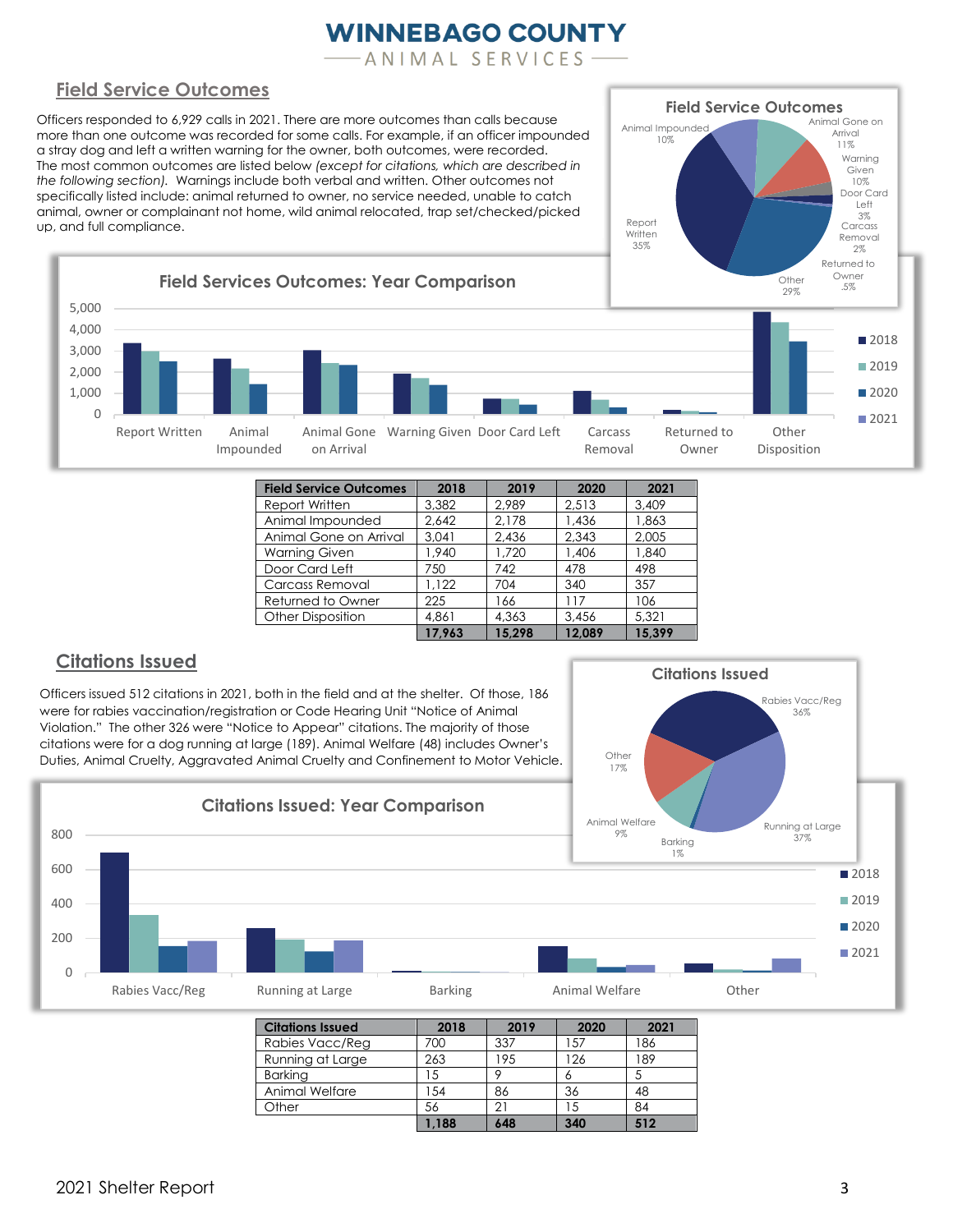## Field Service Outcomes

Officers responded to 6,929 calls in 2021. There are more outcomes than calls because more than one outcome was recorded for some calls. For example, if an officer impounded a stray dog and left a written warning for the owner, both outcomes, were recorded. The most common outcomes are listed below *(except for citations, which are described in the following section)*. Warnings include both verbal and written. Other outcomes not specifically listed include: animal returned to owner, no service needed, unable to catch animal, owner or complainant not home, wild animal relocated, trap set/checked/picked up, and full compliance.

Field Service Outcomes

Animal Impounded 10%
Animal Gone on Arrival 11%
Warning Given 10%
Door Card Left 3%
Carcass Removal 2%
Returned to Owner .5%
Other 29%
Report Written 35%

Field Services Outcomes: Year Comparison

5,000
4,000
3,000
2,000
1,000
0

Report Written, Animal Impounded, Animal Gone on Arrival, Warning Given, Door Card Left, Carcass Removal, Returned to Owner, Other Disposition

2018, 2019, 2020, 2021

| Field Service Outcomes | 2018 | 2019 | 2020 | 2021 |
|---|---|---|---|---|
| Report Written | 3,382 | 2,989 | 2,513 | 3,409 |
| Animal Impounded | 2,642 | 2,178 | 1,436 | 1,863 |
| Animal Gone on Arrival | 3,041 | 2,436 | 2,343 | 2,005 |
| Warning Given | 1,940 | 1,720 | 1,406 | 1,840 |
| Door Card Left | 750 | 742 | 478 | 498 |
| Carcass Removal | 1,122 | 704 | 340 | 357 |
| Returned to Owner | 225 | 166 | 117 | 106 |
| Other Disposition | 4,861 | 4,363 | 3,456 | 5,321 |
| | **17,963** | **15,298** | **12,089** | **15,399** |

## Citations Issued

Officers issued 512 citations in 2021, both in the field and at the shelter. Of those, 186 were for rabies vaccination/registration or Code Hearing Unit "Notice of Animal Violation." The other 326 were "Notice to Appear" citations. The majority of those citations were for a dog running at large (189). Animal Welfare (48) includes Owner's Duties, Animal Cruelty, Aggravated Animal Cruelty and Confinement to Motor Vehicle.

Citations Issued

Rabies Vacc/Reg 36%
Running at Large 37%
Barking 1%
Animal Welfare 9%
Other 17%

Citations Issued: Year Comparison

800
600
400
200
0

Rabies Vacc/Reg, Running at Large, Barking, Animal Welfare, Other

2018, 2019, 2020, 2021

| Citations Issued | 2018 | 2019 | 2020 | 2021 |
|---|---|---|---|---|
| Rabies Vacc/Reg | 700 | 337 | 157 | 186 |
| Running at Large | 263 | 195 | 126 | 189 |
| Barking | 15 | 9 | 6 | 5 |
| Animal Welfare | 154 | 86 | 36 | 48 |
| Other | 56 | 21 | 15 | 84 |
| | **1,188** | **648** | **340** | **512** |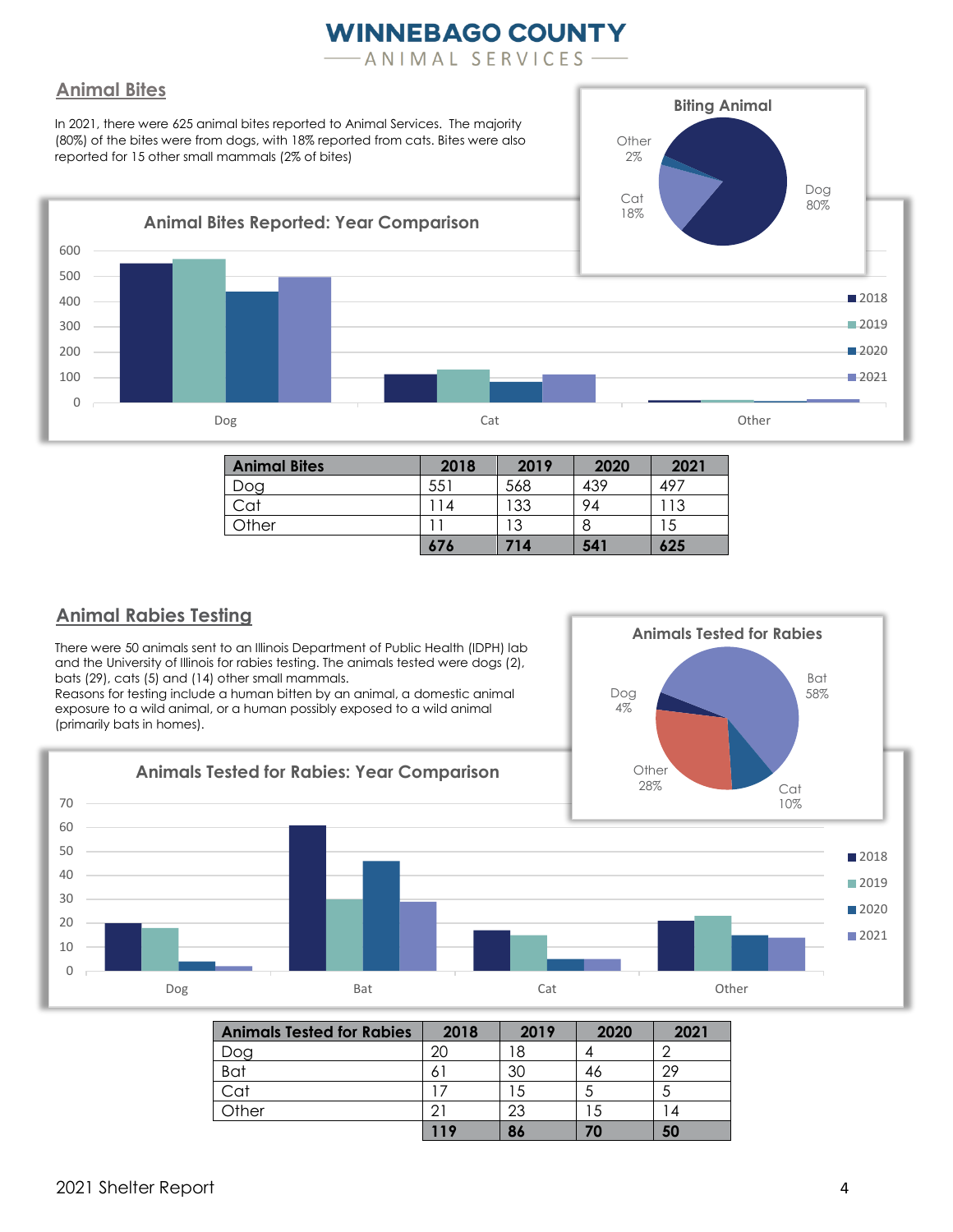# WINNEBAGO COUNTY
## ANIMAL SERVICES

## Animal Bites

In 2021, there were 625 animal bites reported to Animal Services. The majority (80%) of the bites were from dogs, with 18% reported from cats. Bites were also reported for 15 other small mammals (2% of bites)

**Biting Animal**

- Dog 80%
- Cat 18%
- Other 2%

**Animal Bites Reported: Year Comparison**

| Animal Bites | 2018 | 2019 | 2020 | 2021 |
|---|---|---|---|---|
| Dog | 551 | 568 | 439 | 497 |
| Cat | 114 | 133 | 94 | 113 |
| Other | 11 | 13 | 8 | 15 |
| | **676** | **714** | **541** | **625** |

## Animal Rabies Testing

There were 50 animals sent to an Illinois Department of Public Health (IDPH) lab and the University of Illinois for rabies testing. The animals tested were dogs (2), bats (29), cats (5) and (14) other small mammals.
Reasons for testing include a human bitten by an animal, a domestic animal exposure to a wild animal, or a human possibly exposed to a wild animal (primarily bats in homes).

**Animals Tested for Rabies**

- Bat 58%
- Other 28%
- Cat 10%
- Dog 4%

**Animals Tested for Rabies: Year Comparison**

| Animals Tested for Rabies | 2018 | 2019 | 2020 | 2021 |
|---|---|---|---|---|
| Dog | 20 | 18 | 4 | 2 |
| Bat | 61 | 30 | 46 | 29 |
| Cat | 17 | 15 | 5 | 5 |
| Other | 21 | 23 | 15 | 14 |
| | **119** | **86** | **70** | **50** |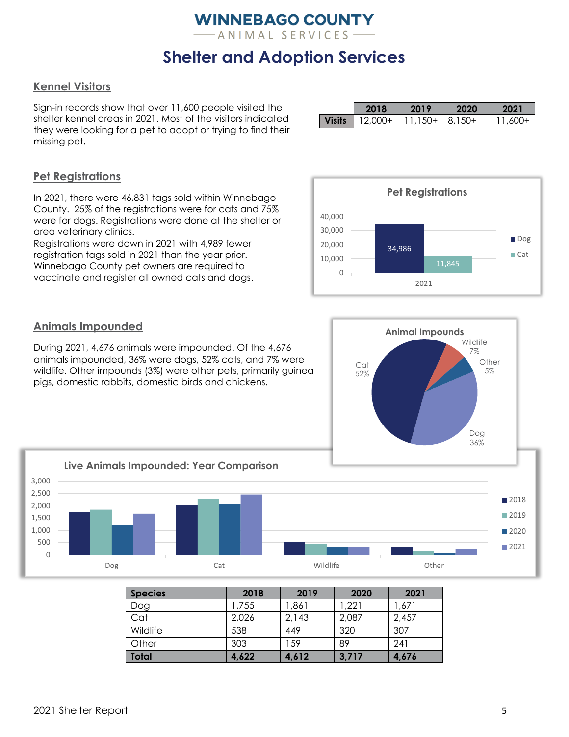# WINNEBAGO COUNTY
ANIMAL SERVICES

# Shelter and Adoption Services

## Kennel Visitors

Sign-in records show that over 11,600 people visited the shelter kennel areas in 2021. Most of the visitors indicated they were looking for a pet to adopt or trying to find their missing pet.

| | 2018 | 2019 | 2020 | 2021 |
|---|---|---|---|---|
| Visits | 12,000+ | 11,150+ | 8,150+ | 11,600+ |

## Pet Registrations

In 2021, there were 46,831 tags sold within Winnebago County. 25% of the registrations were for cats and 75% were for dogs. Registrations were done at the shelter or area veterinary clinics.
Registrations were down in 2021 with 4,989 fewer registration tags sold in 2021 than the year prior. Winnebago County pet owners are required to vaccinate and register all owned cats and dogs.

Pet Registrations

40,000
30,000
20,000
10,000
0

34,986
11,845

2021

Dog
Cat

## Animals Impounded

During 2021, 4,676 animals were impounded. Of the 4,676 animals impounded, 36% were dogs, 52% cats, and 7% were wildlife. Other impounds (3%) were other pets, primarily guinea pigs, domestic rabbits, domestic birds and chickens.

Animal Impounds

Wildlife 7%
Other 5%
Cat 52%
Dog 36%

Live Animals Impounded: Year Comparison

3,000
2,500
2,000
1,500
1,000
500
0

Dog
Cat
Wildlife
Other

2018
2019
2020
2021

| Species | 2018 | 2019 | 2020 | 2021 |
|---|---|---|---|---|
| Dog | 1,755 | 1,861 | 1,221 | 1,671 |
| Cat | 2,026 | 2,143 | 2,087 | 2,457 |
| Wildlife | 538 | 449 | 320 | 307 |
| Other | 303 | 159 | 89 | 241 |
| **Total** | **4,622** | **4,612** | **3,717** | **4,676** |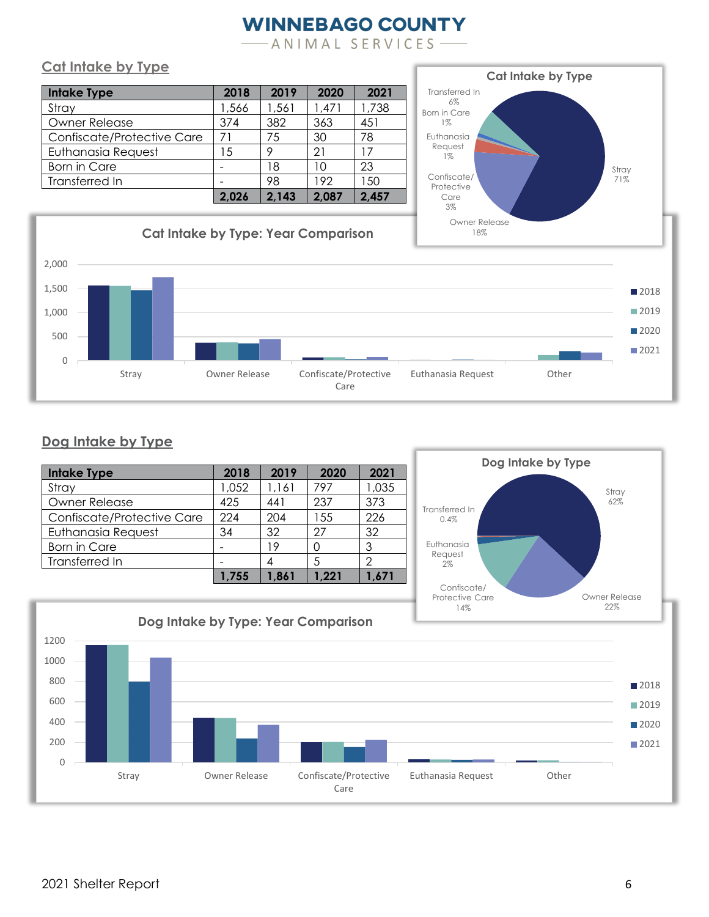# WINNEBAGO COUNTY
ANIMAL SERVICES

## Cat Intake by Type

| Intake Type | 2018 | 2019 | 2020 | 2021 |
|---|---|---|---|---|
| Stray | 1,566 | 1,561 | 1,471 | 1,738 |
| Owner Release | 374 | 382 | 363 | 451 |
| Confiscate/Protective Care | 71 | 75 | 30 | 78 |
| Euthanasia Request | 15 | 9 | 21 | 17 |
| Born in Care | - | 18 | 10 | 23 |
| Transferred In | - | 98 | 192 | 150 |
| | **2,026** | **2,143** | **2,087** | **2,457** |

Cat Intake by Type

Transferred In 6%
Born in Care 1%
Euthanasia Request 1%
Confiscate/ Protective Care 3%
Owner Release 18%
Stray 71%

Cat Intake by Type: Year Comparison

2,000
1,500
1,000
500
0

Stray
Owner Release
Confiscate/Protective Care
Euthanasia Request
Other

2018
2019
2020
2021

## Dog Intake by Type

| Intake Type | 2018 | 2019 | 2020 | 2021 |
|---|---|---|---|---|
| Stray | 1,052 | 1,161 | 797 | 1,035 |
| Owner Release | 425 | 441 | 237 | 373 |
| Confiscate/Protective Care | 224 | 204 | 155 | 226 |
| Euthanasia Request | 34 | 32 | 27 | 32 |
| Born in Care | - | 19 | 0 | 3 |
| Transferred In | - | 4 | 5 | 2 |
| | **1,755** | **1,861** | **1,221** | **1,671** |

Dog Intake by Type

Stray 62%
Transferred In 0.4%
Euthanasia Request 2%
Confiscate/ Protective Care 14%
Owner Release 22%

Dog Intake by Type: Year Comparison

1200
1000
800
600
400
200
0

Stray
Owner Release
Confiscate/Protective Care
Euthanasia Request
Other

2018
2019
2020
2021

2021 Shelter Report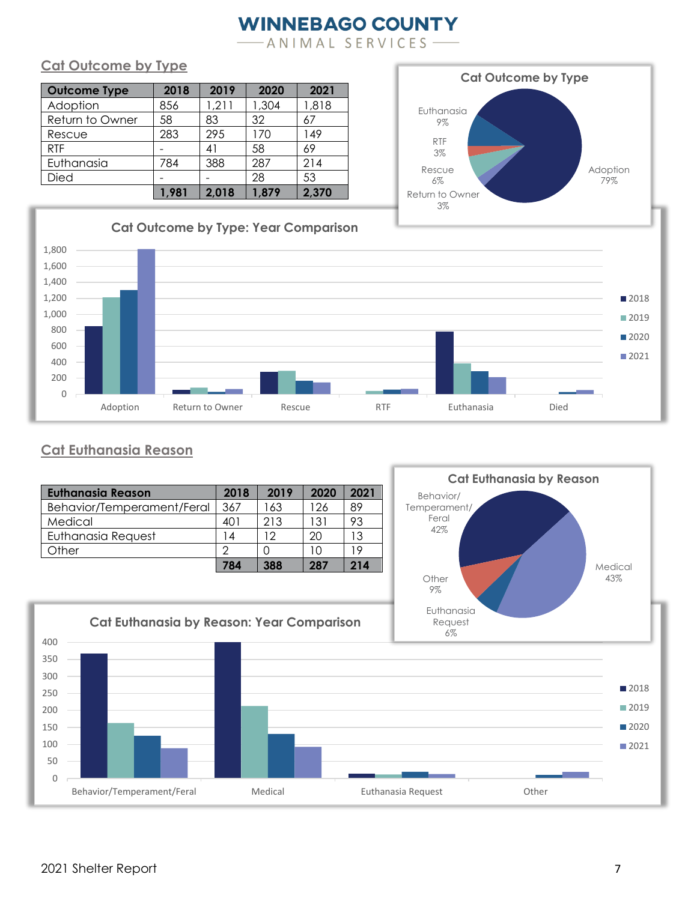# WINNEBAGO COUNTY

ANIMAL SERVICES

## Cat Outcome by Type

| Outcome Type | 2018 | 2019 | 2020 | 2021 |
|---|---|---|---|---|
| Adoption | 856 | 1,211 | 1,304 | 1,818 |
| Return to Owner | 58 | 83 | 32 | 67 |
| Rescue | 283 | 295 | 170 | 149 |
| RTF | - | 41 | 58 | 69 |
| Euthanasia | 784 | 388 | 287 | 214 |
| Died | - | - | 28 | 53 |
| | **1,981** | **2,018** | **1,879** | **2,370** |

Cat Outcome by Type

Euthanasia 9%
RTF 3%
Rescue 6%
Return to Owner 3%
Adoption 79%

Cat Outcome by Type: Year Comparison

1,800
1,600
1,400
1,200
1,000
800
600
400
200
0

Adoption, Return to Owner, Rescue, RTF, Euthanasia, Died

2018
2019
2020
2021

## Cat Euthanasia Reason

| Euthanasia Reason | 2018 | 2019 | 2020 | 2021 |
|---|---|---|---|---|
| Behavior/Temperament/Feral | 367 | 163 | 126 | 89 |
| Medical | 401 | 213 | 131 | 93 |
| Euthanasia Request | 14 | 12 | 20 | 13 |
| Other | 2 | 0 | 10 | 19 |
| | **784** | **388** | **287** | **214** |

Cat Euthanasia by Reason

Behavior/ Temperament/ Feral 42%
Medical 43%
Other 9%
Euthanasia Request 6%

Cat Euthanasia by Reason: Year Comparison

400
350
300
250
200
150
100
50
0

Behavior/Temperament/Feral, Medical, Euthanasia Request, Other

2018
2019
2020
2021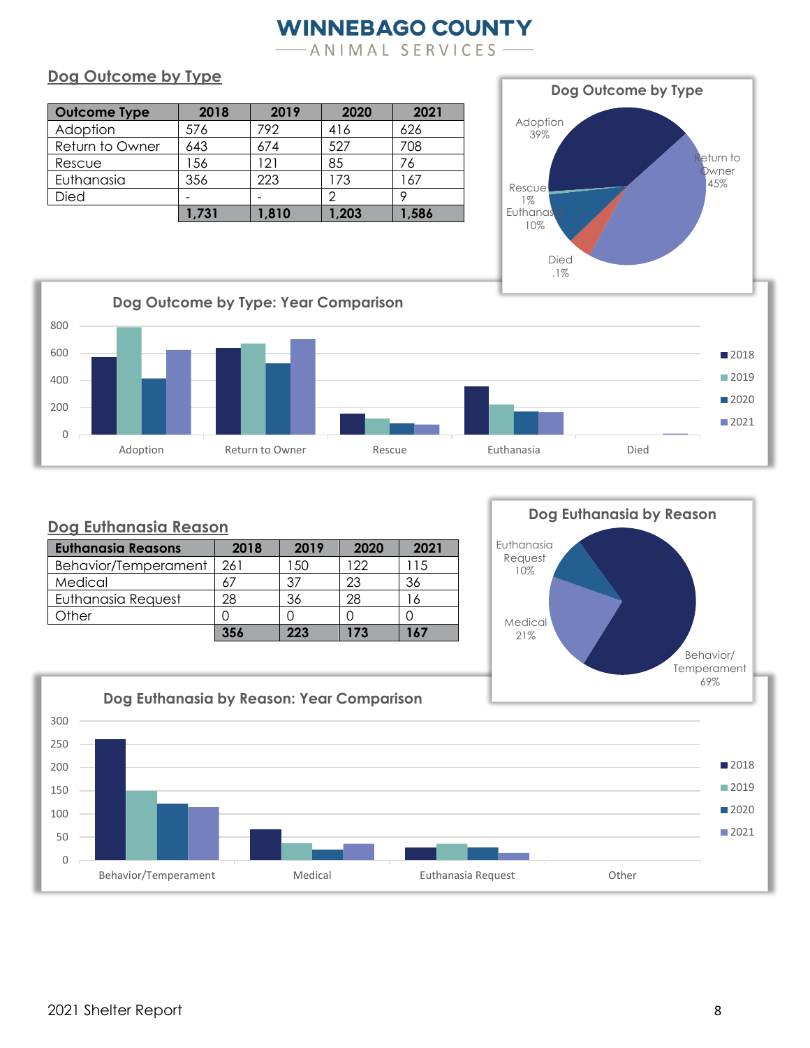# WINNEBAGO COUNTY
ANIMAL SERVICES

## Dog Outcome by Type

| Outcome Type | 2018 | 2019 | 2020 | 2021 |
|---|---|---|---|---|
| Adoption | 576 | 792 | 416 | 626 |
| Return to Owner | 643 | 674 | 527 | 708 |
| Rescue | 156 | 121 | 85 | 76 |
| Euthanasia | 356 | 223 | 173 | 167 |
| Died | - | - | 2 | 9 |
| | **1,731** | **1,810** | **1,203** | **1,586** |

Dog Outcome by Type

Adoption 39%
Return to Owner 45%
Rescue 1%
Euthanasia 10%
Died .1%

Dog Outcome by Type: Year Comparison

800
600
400
200
0

Adoption
Return to Owner
Rescue
Euthanasia
Died

2018
2019
2020
2021

## Dog Euthanasia Reason

| Euthanasia Reasons | 2018 | 2019 | 2020 | 2021 |
|---|---|---|---|---|
| Behavior/Temperament | 261 | 150 | 122 | 115 |
| Medical | 67 | 37 | 23 | 36 |
| Euthanasia Request | 28 | 36 | 28 | 16 |
| Other | 0 | 0 | 0 | 0 |
| | **356** | **223** | **173** | **167** |

Dog Euthanasia by Reason

Euthanasia Request 10%
Medical 21%
Behavior/ Temperament 69%

Dog Euthanasia by Reason: Year Comparison

300
250
200
150
100
50
0

Behavior/Temperament
Medical
Euthanasia Request
Other

2018
2019
2020
2021

2021 Shelter Report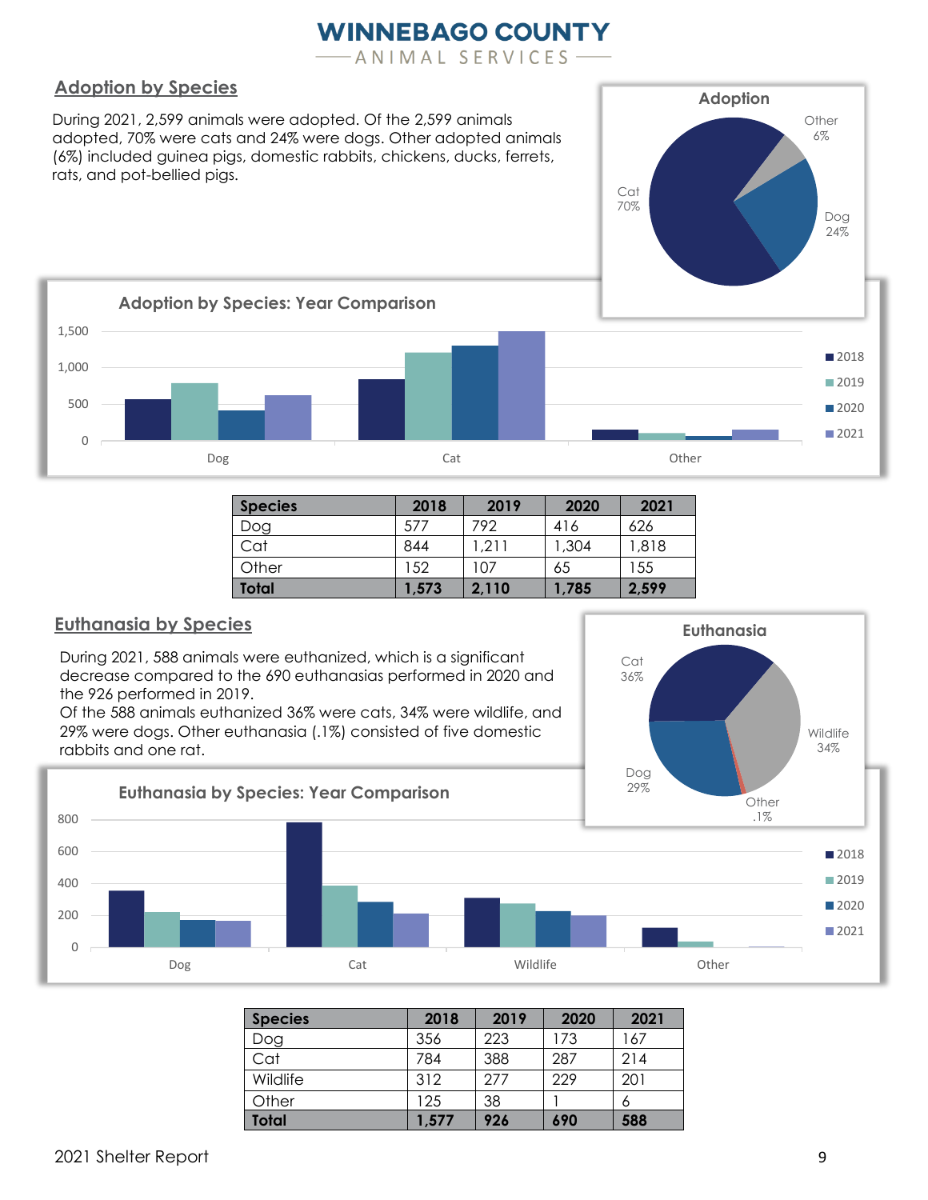# WINNEBAGO COUNTY
ANIMAL SERVICES

## Adoption by Species

During 2021, 2,599 animals were adopted. Of the 2,599 animals adopted, 70% were cats and 24% were dogs. Other adopted animals (6%) included guinea pigs, domestic rabbits, chickens, ducks, ferrets, rats, and pot-bellied pigs.

Adoption

Other 6%
Cat 70%
Dog 24%

Adoption by Species: Year Comparison

1,500
1,000
500
0

Dog
Cat
Other

2018
2019
2020
2021

| Species | 2018 | 2019 | 2020 | 2021 |
|---|---|---|---|---|
| Dog | 577 | 792 | 416 | 626 |
| Cat | 844 | 1,211 | 1,304 | 1,818 |
| Other | 152 | 107 | 65 | 155 |
| **Total** | **1,573** | **2,110** | **1,785** | **2,599** |

## Euthanasia by Species

During 2021, 588 animals were euthanized, which is a significant decrease compared to the 690 euthanasias performed in 2020 and the 926 performed in 2019.

Of the 588 animals euthanized 36% were cats, 34% were wildlife, and 29% were dogs. Other euthanasia (.1%) consisted of five domestic rabbits and one rat.

Euthanasia

Cat 36%
Wildlife 34%
Dog 29%
Other .1%

Euthanasia by Species: Year Comparison

800
600
400
200
0

Dog
Cat
Wildlife
Other

2018
2019
2020
2021

| Species | 2018 | 2019 | 2020 | 2021 |
|---|---|---|---|---|
| Dog | 356 | 223 | 173 | 167 |
| Cat | 784 | 388 | 287 | 214 |
| Wildlife | 312 | 277 | 229 | 201 |
| Other | 125 | 38 | 1 | 6 |
| **Total** | **1,577** | **926** | **690** | **588** |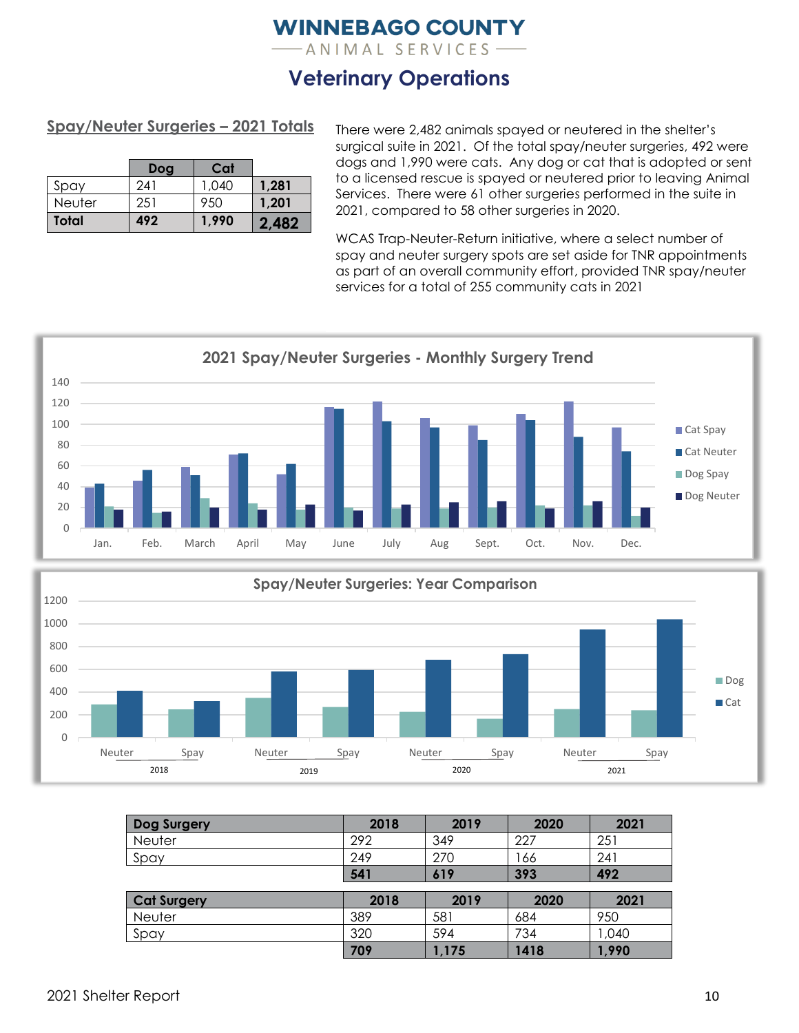# WINNEBAGO COUNTY
ANIMAL SERVICES

## Veterinary Operations

### Spay/Neuter Surgeries – 2021 Totals

| | Dog | Cat | |
|---|---|---|---|
| Spay | 241 | 1,040 | **1,281** |
| Neuter | 251 | 950 | **1,201** |
| **Total** | **492** | **1,990** | **2,482** |

There were 2,482 animals spayed or neutered in the shelter's surgical suite in 2021. Of the total spay/neuter surgeries, 492 were dogs and 1,990 were cats. Any dog or cat that is adopted or sent to a licensed rescue is spayed or neutered prior to leaving Animal Services. There were 61 other surgeries performed in the suite in 2021, compared to 58 other surgeries in 2020.

WCAS Trap-Neuter-Return initiative, where a select number of spay and neuter surgery spots are set aside for TNR appointments as part of an overall community effort, provided TNR spay/neuter services for a total of 255 community cats in 2021

2021 Spay/Neuter Surgeries - Monthly Surgery Trend

140
120
100
80
60
40
20
0

Jan. Feb. March April May June July Aug Sept. Oct. Nov. Dec.

Cat Spay
Cat Neuter
Dog Spay
Dog Neuter

Spay/Neuter Surgeries: Year Comparison

1200
1000
800
600
400
200
0

Neuter Spay Neuter Spay Neuter Spay Neuter Spay
2018 2019 2020 2021

Dog
Cat

| Dog Surgery | 2018 | 2019 | 2020 | 2021 |
|---|---|---|---|---|
| Neuter | 292 | 349 | 227 | 251 |
| Spay | 249 | 270 | 166 | 241 |
| | **541** | **619** | **393** | **492** |

| Cat Surgery | 2018 | 2019 | 2020 | 2021 |
|---|---|---|---|---|
| Neuter | 389 | 581 | 684 | 950 |
| Spay | 320 | 594 | 734 | 1,040 |
| | **709** | **1,175** | **1418** | **1,990** |